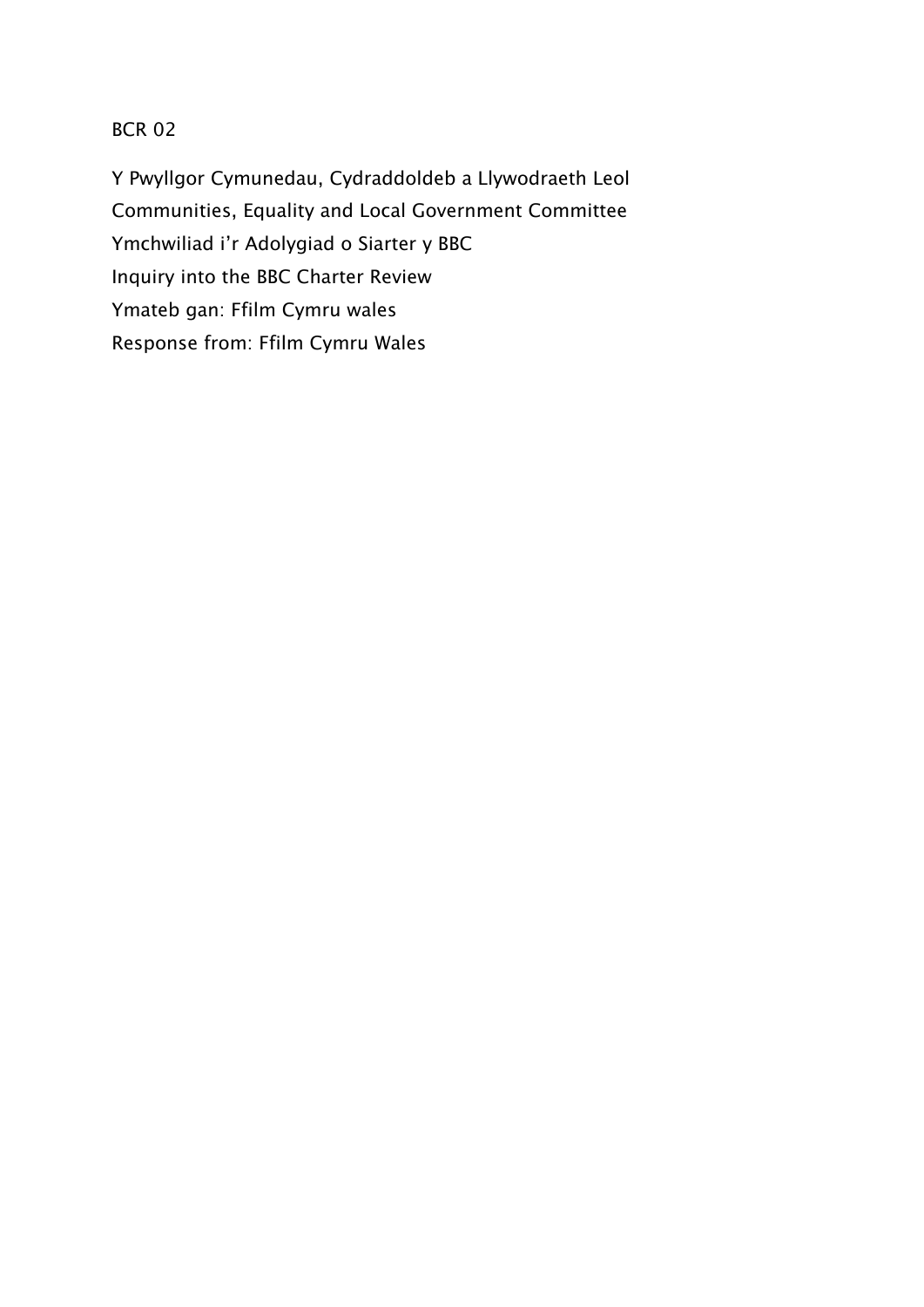BCR 02

Y Pwyllgor Cymunedau, Cydraddoldeb a Llywodraeth Leol
Communities, Equality and Local Government Committee
Ymchwiliad i'r Adolygiad o Siarter y BBC
Inquiry into the BBC Charter Review
Ymateb gan: Ffilm Cymru wales
Response from: Ffilm Cymru Wales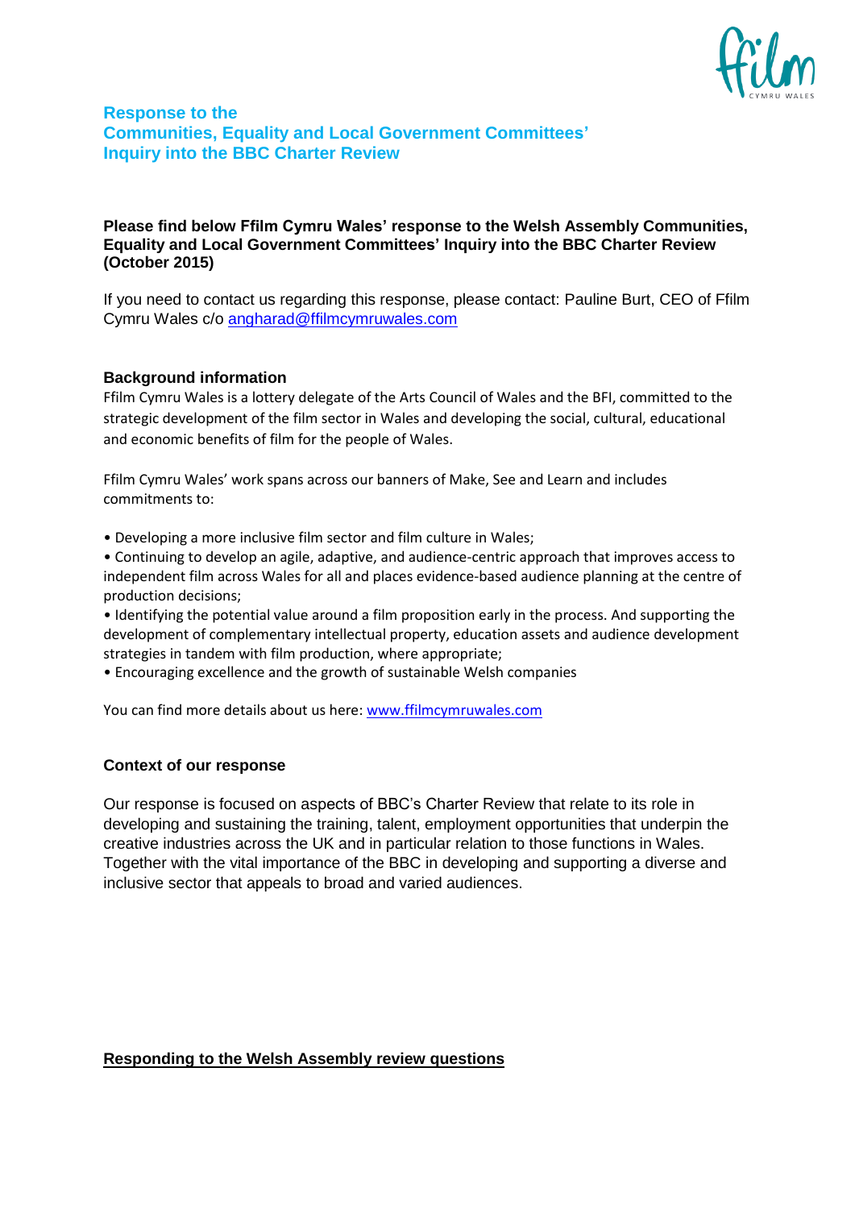## Response to the Communities, Equality and Local Government Committees' Inquiry into the BBC Charter Review

**Please find below Ffilm Cymru Wales' response to the Welsh Assembly Communities, Equality and Local Government Committees' Inquiry into the BBC Charter Review (October 2015)**

If you need to contact us regarding this response, please contact: Pauline Burt, CEO of Ffilm Cymru Wales c/o angharad@ffilmcymruwales.com

### Background information

Ffilm Cymru Wales is a lottery delegate of the Arts Council of Wales and the BFI, committed to the strategic development of the film sector in Wales and developing the social, cultural, educational and economic benefits of film for the people of Wales.

Ffilm Cymru Wales' work spans across our banners of Make, See and Learn and includes commitments to:

- Developing a more inclusive film sector and film culture in Wales;
- Continuing to develop an agile, adaptive, and audience-centric approach that improves access to independent film across Wales for all and places evidence-based audience planning at the centre of production decisions;
- Identifying the potential value around a film proposition early in the process. And supporting the development of complementary intellectual property, education assets and audience development strategies in tandem with film production, where appropriate;
- Encouraging excellence and the growth of sustainable Welsh companies

You can find more details about us here: www.ffilmcymruwales.com

### Context of our response

Our response is focused on aspects of BBC's Charter Review that relate to its role in developing and sustaining the training, talent, employment opportunities that underpin the creative industries across the UK and in particular relation to those functions in Wales. Together with the vital importance of the BBC in developing and supporting a diverse and inclusive sector that appeals to broad and varied audiences.

### Responding to the Welsh Assembly review questions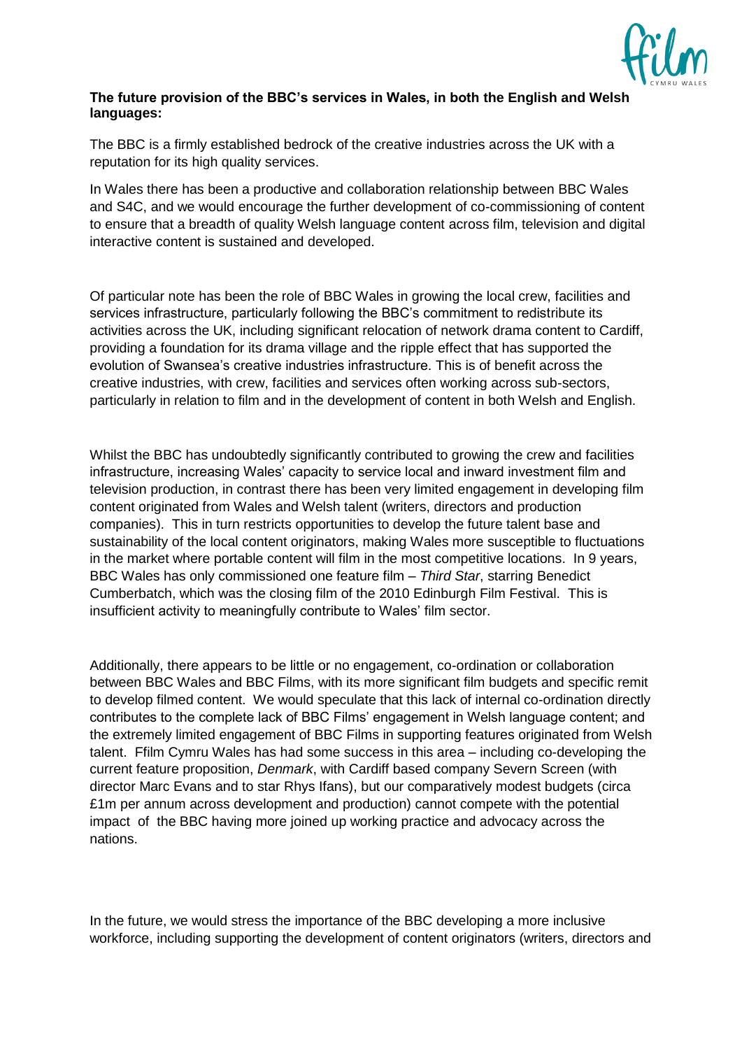**The future provision of the BBC's services in Wales, in both the English and Welsh languages:**

The BBC is a firmly established bedrock of the creative industries across the UK with a reputation for its high quality services.

In Wales there has been a productive and collaboration relationship between BBC Wales and S4C, and we would encourage the further development of co-commissioning of content to ensure that a breadth of quality Welsh language content across film, television and digital interactive content is sustained and developed.

Of particular note has been the role of BBC Wales in growing the local crew, facilities and services infrastructure, particularly following the BBC's commitment to redistribute its activities across the UK, including significant relocation of network drama content to Cardiff, providing a foundation for its drama village and the ripple effect that has supported the evolution of Swansea's creative industries infrastructure. This is of benefit across the creative industries, with crew, facilities and services often working across sub-sectors, particularly in relation to film and in the development of content in both Welsh and English.

Whilst the BBC has undoubtedly significantly contributed to growing the crew and facilities infrastructure, increasing Wales' capacity to service local and inward investment film and television production, in contrast there has been very limited engagement in developing film content originated from Wales and Welsh talent (writers, directors and production companies). This in turn restricts opportunities to develop the future talent base and sustainability of the local content originators, making Wales more susceptible to fluctuations in the market where portable content will film in the most competitive locations. In 9 years, BBC Wales has only commissioned one feature film – *Third Star*, starring Benedict Cumberbatch, which was the closing film of the 2010 Edinburgh Film Festival. This is insufficient activity to meaningfully contribute to Wales' film sector.

Additionally, there appears to be little or no engagement, co-ordination or collaboration between BBC Wales and BBC Films, with its more significant film budgets and specific remit to develop filmed content. We would speculate that this lack of internal co-ordination directly contributes to the complete lack of BBC Films' engagement in Welsh language content; and the extremely limited engagement of BBC Films in supporting features originated from Welsh talent. Ffilm Cymru Wales has had some success in this area – including co-developing the current feature proposition, *Denmark*, with Cardiff based company Severn Screen (with director Marc Evans and to star Rhys Ifans), but our comparatively modest budgets (circa £1m per annum across development and production) cannot compete with the potential impact of the BBC having more joined up working practice and advocacy across the nations.

In the future, we would stress the importance of the BBC developing a more inclusive workforce, including supporting the development of content originators (writers, directors and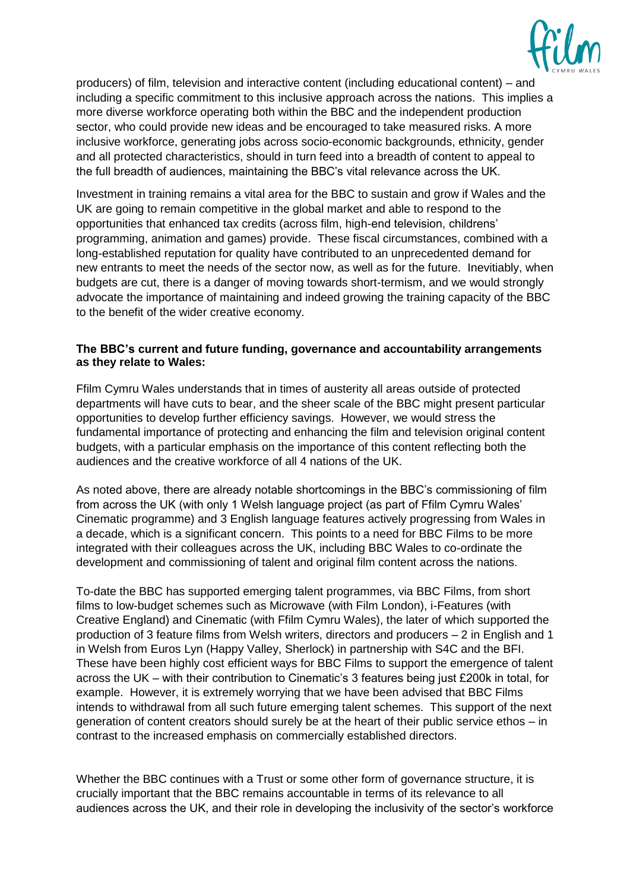producers) of film, television and interactive content (including educational content) – and including a specific commitment to this inclusive approach across the nations. This implies a more diverse workforce operating both within the BBC and the independent production sector, who could provide new ideas and be encouraged to take measured risks. A more inclusive workforce, generating jobs across socio-economic backgrounds, ethnicity, gender and all protected characteristics, should in turn feed into a breadth of content to appeal to the full breadth of audiences, maintaining the BBC's vital relevance across the UK.

Investment in training remains a vital area for the BBC to sustain and grow if Wales and the UK are going to remain competitive in the global market and able to respond to the opportunities that enhanced tax credits (across film, high-end television, childrens' programming, animation and games) provide. These fiscal circumstances, combined with a long-established reputation for quality have contributed to an unprecedented demand for new entrants to meet the needs of the sector now, as well as for the future. Inevitiably, when budgets are cut, there is a danger of moving towards short-termism, and we would strongly advocate the importance of maintaining and indeed growing the training capacity of the BBC to the benefit of the wider creative economy.

**The BBC's current and future funding, governance and accountability arrangements as they relate to Wales:**

Ffilm Cymru Wales understands that in times of austerity all areas outside of protected departments will have cuts to bear, and the sheer scale of the BBC might present particular opportunities to develop further efficiency savings. However, we would stress the fundamental importance of protecting and enhancing the film and television original content budgets, with a particular emphasis on the importance of this content reflecting both the audiences and the creative workforce of all 4 nations of the UK.

As noted above, there are already notable shortcomings in the BBC's commissioning of film from across the UK (with only 1 Welsh language project (as part of Ffilm Cymru Wales' Cinematic programme) and 3 English language features actively progressing from Wales in a decade, which is a significant concern. This points to a need for BBC Films to be more integrated with their colleagues across the UK, including BBC Wales to co-ordinate the development and commissioning of talent and original film content across the nations.

To-date the BBC has supported emerging talent programmes, via BBC Films, from short films to low-budget schemes such as Microwave (with Film London), i-Features (with Creative England) and Cinematic (with Ffilm Cymru Wales), the later of which supported the production of 3 feature films from Welsh writers, directors and producers – 2 in English and 1 in Welsh from Euros Lyn (Happy Valley, Sherlock) in partnership with S4C and the BFI. These have been highly cost efficient ways for BBC Films to support the emergence of talent across the UK – with their contribution to Cinematic's 3 features being just £200k in total, for example. However, it is extremely worrying that we have been advised that BBC Films intends to withdrawal from all such future emerging talent schemes. This support of the next generation of content creators should surely be at the heart of their public service ethos – in contrast to the increased emphasis on commercially established directors.

Whether the BBC continues with a Trust or some other form of governance structure, it is crucially important that the BBC remains accountable in terms of its relevance to all audiences across the UK, and their role in developing the inclusivity of the sector's workforce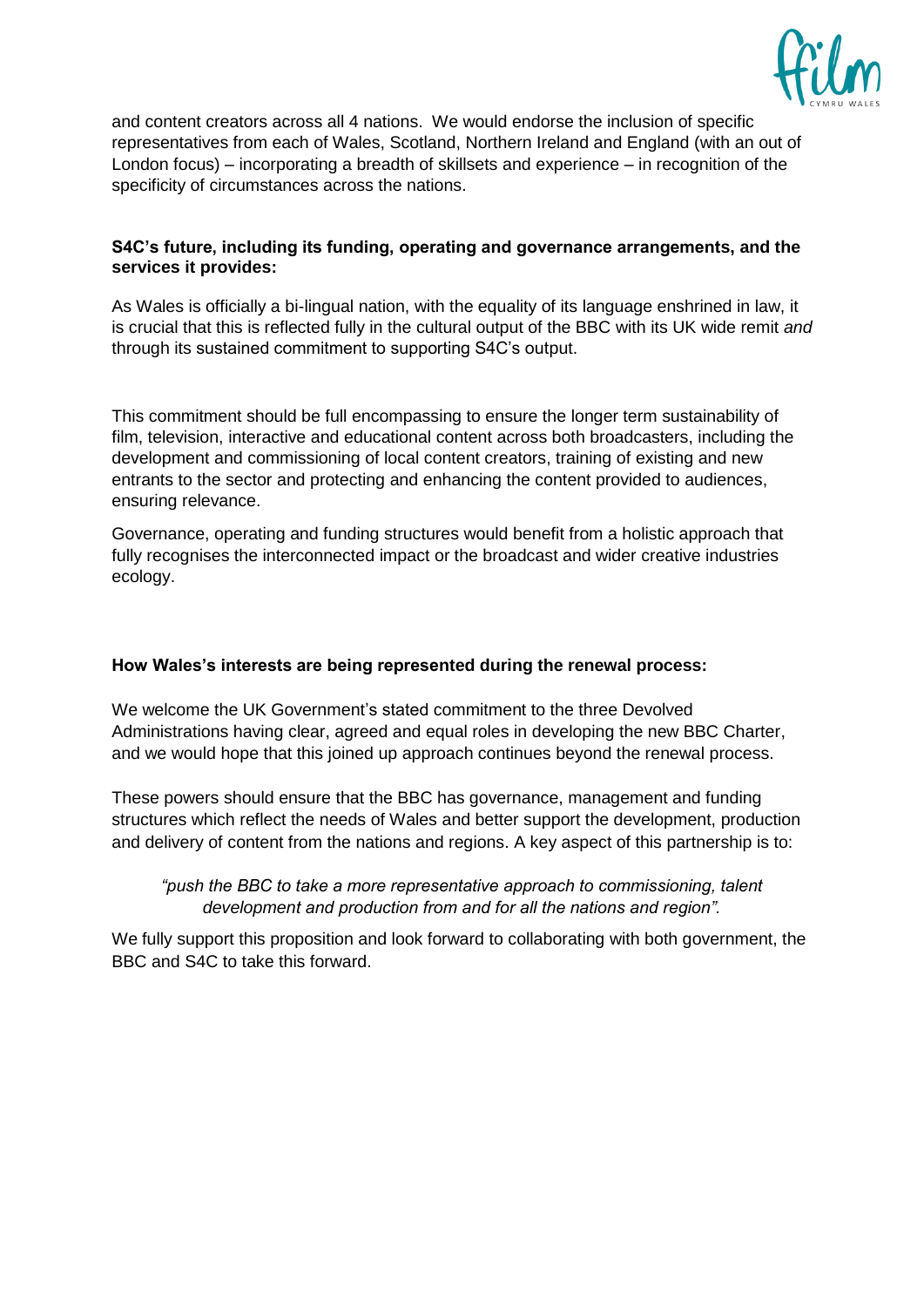and content creators across all 4 nations. We would endorse the inclusion of specific representatives from each of Wales, Scotland, Northern Ireland and England (with an out of London focus) – incorporating a breadth of skillsets and experience – in recognition of the specificity of circumstances across the nations.

**S4C's future, including its funding, operating and governance arrangements, and the services it provides:**

As Wales is officially a bi-lingual nation, with the equality of its language enshrined in law, it is crucial that this is reflected fully in the cultural output of the BBC with its UK wide remit *and* through its sustained commitment to supporting S4C's output.

This commitment should be full encompassing to ensure the longer term sustainability of film, television, interactive and educational content across both broadcasters, including the development and commissioning of local content creators, training of existing and new entrants to the sector and protecting and enhancing the content provided to audiences, ensuring relevance.

Governance, operating and funding structures would benefit from a holistic approach that fully recognises the interconnected impact or the broadcast and wider creative industries ecology.

**How Wales's interests are being represented during the renewal process:**

We welcome the UK Government's stated commitment to the three Devolved Administrations having clear, agreed and equal roles in developing the new BBC Charter, and we would hope that this joined up approach continues beyond the renewal process.

These powers should ensure that the BBC has governance, management and funding structures which reflect the needs of Wales and better support the development, production and delivery of content from the nations and regions. A key aspect of this partnership is to:

> *"push the BBC to take a more representative approach to commissioning, talent development and production from and for all the nations and region".*

We fully support this proposition and look forward to collaborating with both government, the BBC and S4C to take this forward.